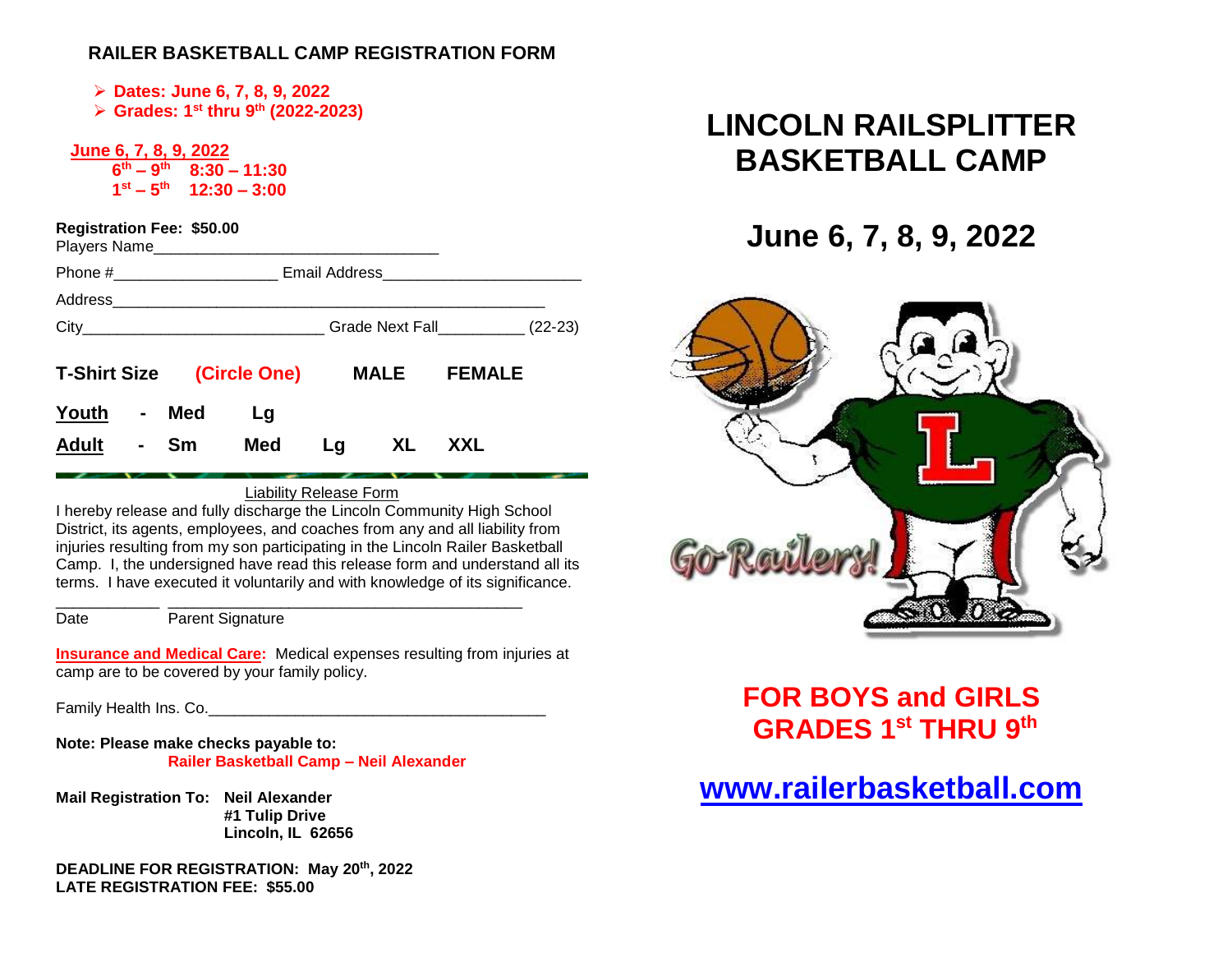## RAILER BASKETBALL CAMP REGISTRATION FORM

- **Dates: June 6, 7, 8, 9, 2022**
- **Grades: 1st thru 9th (2022-2023)**

**June 6, 7, 8, 9, 2022**

**6th – 9th   8:30 – 11:30**

**1st – 5th   12:30 – 3:00**

**Registration Fee: $50.00**

Players Name________________________________

Phone #__________________ Email Address______________________

Address________________________________________________

City___________________________ Grade Next Fall_________ (22-23)

**T-Shirt Size (Circle One) MALE FEMALE**

**Youth - Med Lg**

**Adult - Sm Med Lg XL XXL**

Liability Release Form

I hereby release and fully discharge the Lincoln Community High School District, its agents, employees, and coaches from any and all liability from injuries resulting from my son participating in the Lincoln Railer Basketball Camp. I, the undersigned have read this release form and understand all its terms. I have executed it voluntarily and with knowledge of its significance.

___________ ________________________________________

Date   Parent Signature

**Insurance and Medical Care:** Medical expenses resulting from injuries at camp are to be covered by your family policy.

Family Health Ins. Co.______________________________________

**Note: Please make checks payable to:**
**Railer Basketball Camp – Neil Alexander**

**Mail Registration To: Neil Alexander**
**#1 Tulip Drive**
**Lincoln, IL 62656**

**DEADLINE FOR REGISTRATION: May 20th, 2022**
**LATE REGISTRATION FEE: $55.00**

# LINCOLN RAILSPLITTER BASKETBALL CAMP

## June 6, 7, 8, 9, 2022

Go Railers!

## FOR BOYS and GIRLS GRADES 1st THRU 9th

## www.railerbasketball.com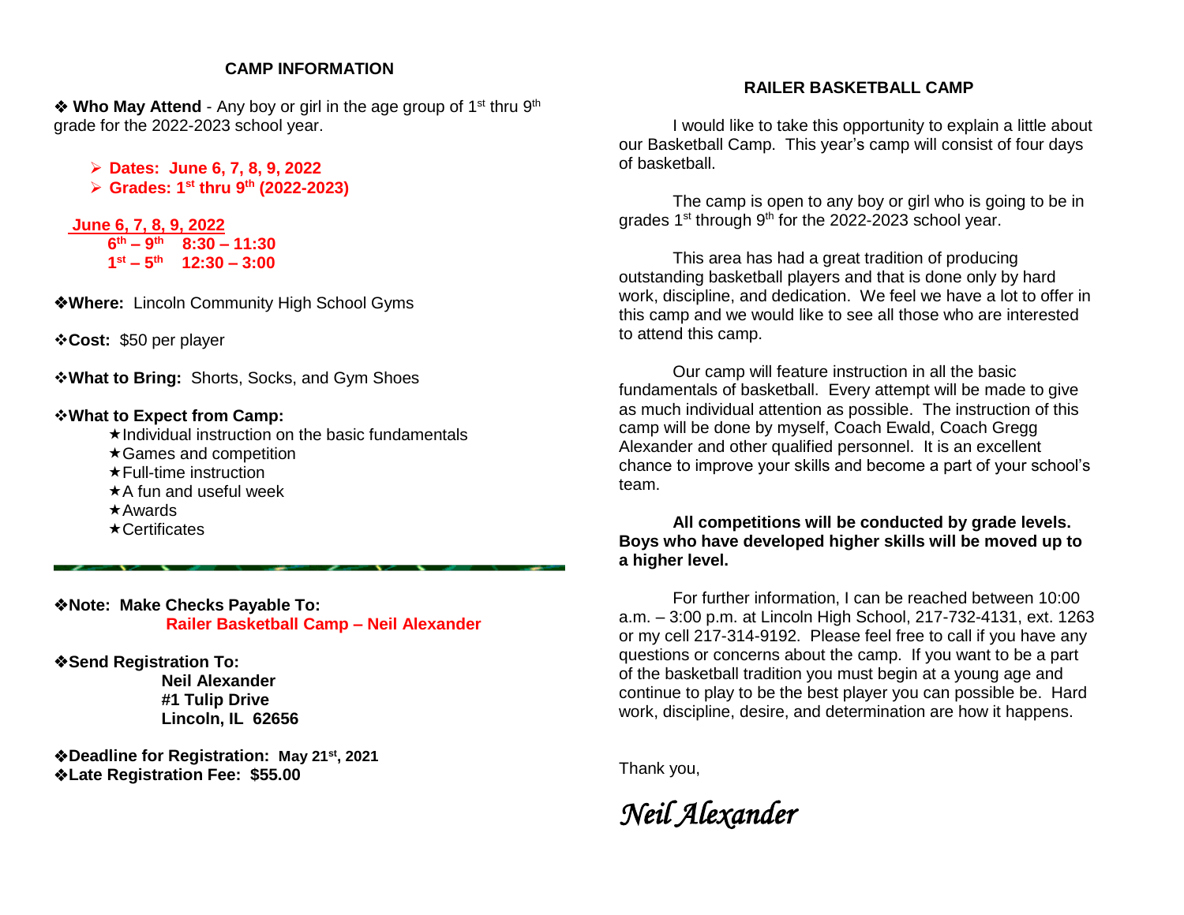## CAMP INFORMATION

❖ **Who May Attend** - Any boy or girl in the age group of 1st thru 9th grade for the 2022-2023 school year.

- **Dates: June 6, 7, 8, 9, 2022**
- **Grades: 1st thru 9th (2022-2023)**

**June 6, 7, 8, 9, 2022**

**6th – 9th 8:30 – 11:30**

**1st – 5th 12:30 – 3:00**

❖**Where:** Lincoln Community High School Gyms

❖**Cost:** $50 per player

❖**What to Bring:** Shorts, Socks, and Gym Shoes

❖**What to Expect from Camp:**

- ★Individual instruction on the basic fundamentals
- ★Games and competition
- ★Full-time instruction
- ★A fun and useful week
- ★Awards
- ★Certificates

❖**Note: Make Checks Payable To:**

**Railer Basketball Camp – Neil Alexander**

❖**Send Registration To:**

**Neil Alexander**
**#1 Tulip Drive**
**Lincoln, IL 62656**

❖**Deadline for Registration: May 21st, 2021**

❖**Late Registration Fee: $55.00**

## RAILER BASKETBALL CAMP

I would like to take this opportunity to explain a little about our Basketball Camp. This year's camp will consist of four days of basketball.

The camp is open to any boy or girl who is going to be in grades 1st through 9th for the 2022-2023 school year.

This area has had a great tradition of producing outstanding basketball players and that is done only by hard work, discipline, and dedication. We feel we have a lot to offer in this camp and we would like to see all those who are interested to attend this camp.

Our camp will feature instruction in all the basic fundamentals of basketball. Every attempt will be made to give as much individual attention as possible. The instruction of this camp will be done by myself, Coach Ewald, Coach Gregg Alexander and other qualified personnel. It is an excellent chance to improve your skills and become a part of your school's team.

**All competitions will be conducted by grade levels. Boys who have developed higher skills will be moved up to a higher level.**

For further information, I can be reached between 10:00 a.m. – 3:00 p.m. at Lincoln High School, 217-732-4131, ext. 1263 or my cell 217-314-9192. Please feel free to call if you have any questions or concerns about the camp. If you want to be a part of the basketball tradition you must begin at a young age and continue to play to be the best player you can possible be. Hard work, discipline, desire, and determination are how it happens.

Thank you,

*Neil Alexander*